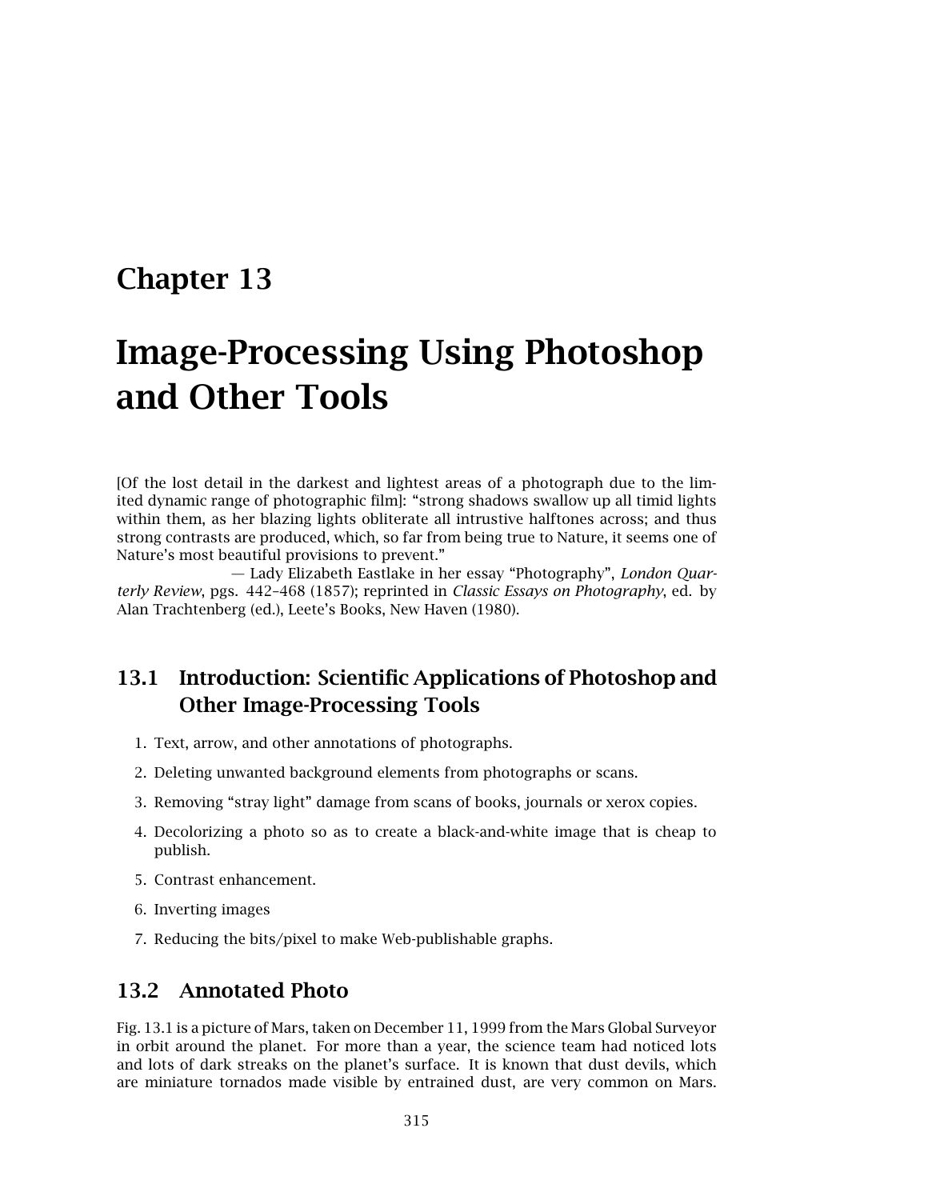# Chapter 13

# Image-Processing Using Photoshop and Other Tools

[Of the lost detail in the darkest and lightest areas of a photograph due to the limited dynamic range of photographic film]: "strong shadows swallow up all timid lights within them, as her blazing lights obliterate all intrustive halftones across; and thus strong contrasts are produced, which, so far from being true to Nature, it seems one of Nature's most beautiful provisions to prevent."

— Lady Elizabeth Eastlake in her essay "Photography", *London Quarterly Review*, pgs. 442–468 (1857); reprinted in *Classic Essays on Photography*, ed. by Alan Trachtenberg (ed.), Leete's Books, New Haven (1980).

## 13.1 Introduction: Scientific Applications of Photoshop and Other Image-Processing Tools

1. Text, arrow, and other annotations of photographs.
2. Deleting unwanted background elements from photographs or scans.
3. Removing "stray light" damage from scans of books, journals or xerox copies.
4. Decolorizing a photo so as to create a black-and-white image that is cheap to publish.
5. Contrast enhancement.
6. Inverting images
7. Reducing the bits/pixel to make Web-publishable graphs.

## 13.2 Annotated Photo

Fig. 13.1 is a picture of Mars, taken on December 11, 1999 from the Mars Global Surveyor in orbit around the planet. For more than a year, the science team had noticed lots and lots of dark streaks on the planet's surface. It is known that dust devils, which are miniature tornados made visible by entrained dust, are very common on Mars.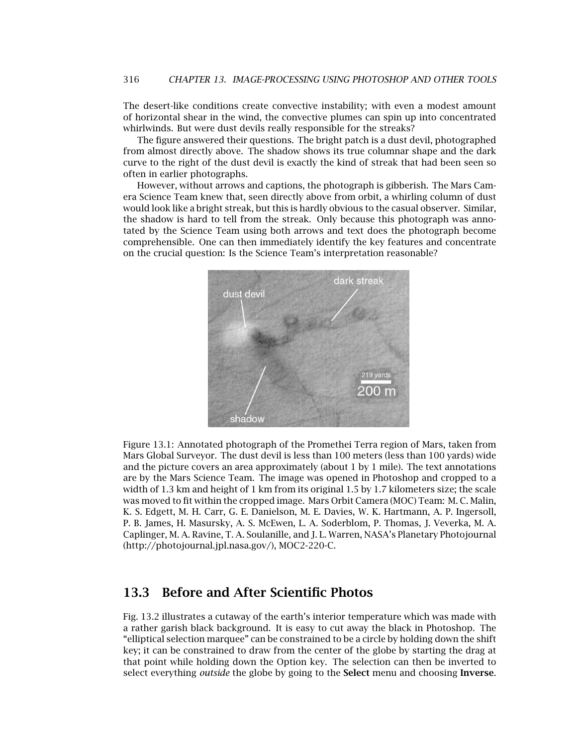The desert-like conditions create convective instability; with even a modest amount of horizontal shear in the wind, the convective plumes can spin up into concentrated whirlwinds. But were dust devils really responsible for the streaks?

The figure answered their questions. The bright patch is a dust devil, photographed from almost directly above. The shadow shows its true columnar shape and the dark curve to the right of the dust devil is exactly the kind of streak that had been seen so often in earlier photographs.

However, without arrows and captions, the photograph is gibberish. The Mars Camera Science Team knew that, seen directly above from orbit, a whirling column of dust would look like a bright streak, but this is hardly obvious to the casual observer. Similar, the shadow is hard to tell from the streak. Only because this photograph was annotated by the Science Team using both arrows and text does the photograph become comprehensible. One can then immediately identify the key features and concentrate on the crucial question: Is the Science Team's interpretation reasonable?

Figure 13.1: Annotated photograph of the Promethei Terra region of Mars, taken from Mars Global Surveyor. The dust devil is less than 100 meters (less than 100 yards) wide and the picture covers an area approximately (about 1 by 1 mile). The text annotations are by the Mars Science Team. The image was opened in Photoshop and cropped to a width of 1.3 km and height of 1 km from its original 1.5 by 1.7 kilometers size; the scale was moved to fit within the cropped image. Mars Orbit Camera (MOC) Team: M. C. Malin, K. S. Edgett, M. H. Carr, G. E. Danielson, M. E. Davies, W. K. Hartmann, A. P. Ingersoll, P. B. James, H. Masursky, A. S. McEwen, L. A. Soderblom, P. Thomas, J. Veverka, M. A. Caplinger, M. A. Ravine, T. A. Soulanille, and J. L. Warren, NASA's Planetary Photojournal (http://photojournal.jpl.nasa.gov/), MOC2-220-C.

## 13.3 Before and After Scientific Photos

Fig. 13.2 illustrates a cutaway of the earth's interior temperature which was made with a rather garish black background. It is easy to cut away the black in Photoshop. The "elliptical selection marquee" can be constrained to be a circle by holding down the shift key; it can be constrained to draw from the center of the globe by starting the drag at that point while holding down the Option key. The selection can then be inverted to select everything *outside* the globe by going to the **Select** menu and choosing **Inverse**.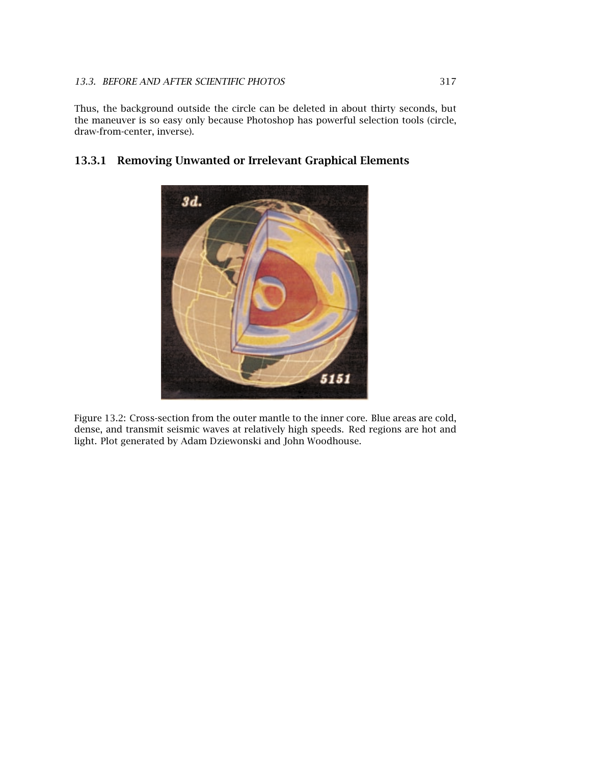Thus, the background outside the circle can be deleted in about thirty seconds, but the maneuver is so easy only because Photoshop has powerful selection tools (circle, draw-from-center, inverse).

### 13.3.1 Removing Unwanted or Irrelevant Graphical Elements

Figure 13.2: Cross-section from the outer mantle to the inner core. Blue areas are cold, dense, and transmit seismic waves at relatively high speeds. Red regions are hot and light. Plot generated by Adam Dziewonski and John Woodhouse.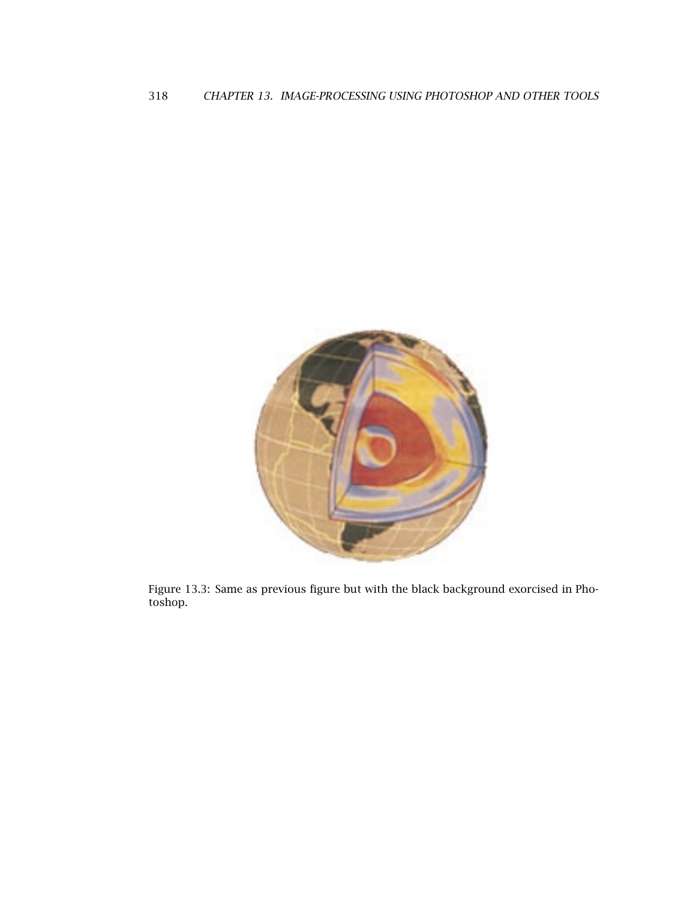Figure 13.3: Same as previous figure but with the black background exorcised in Photoshop.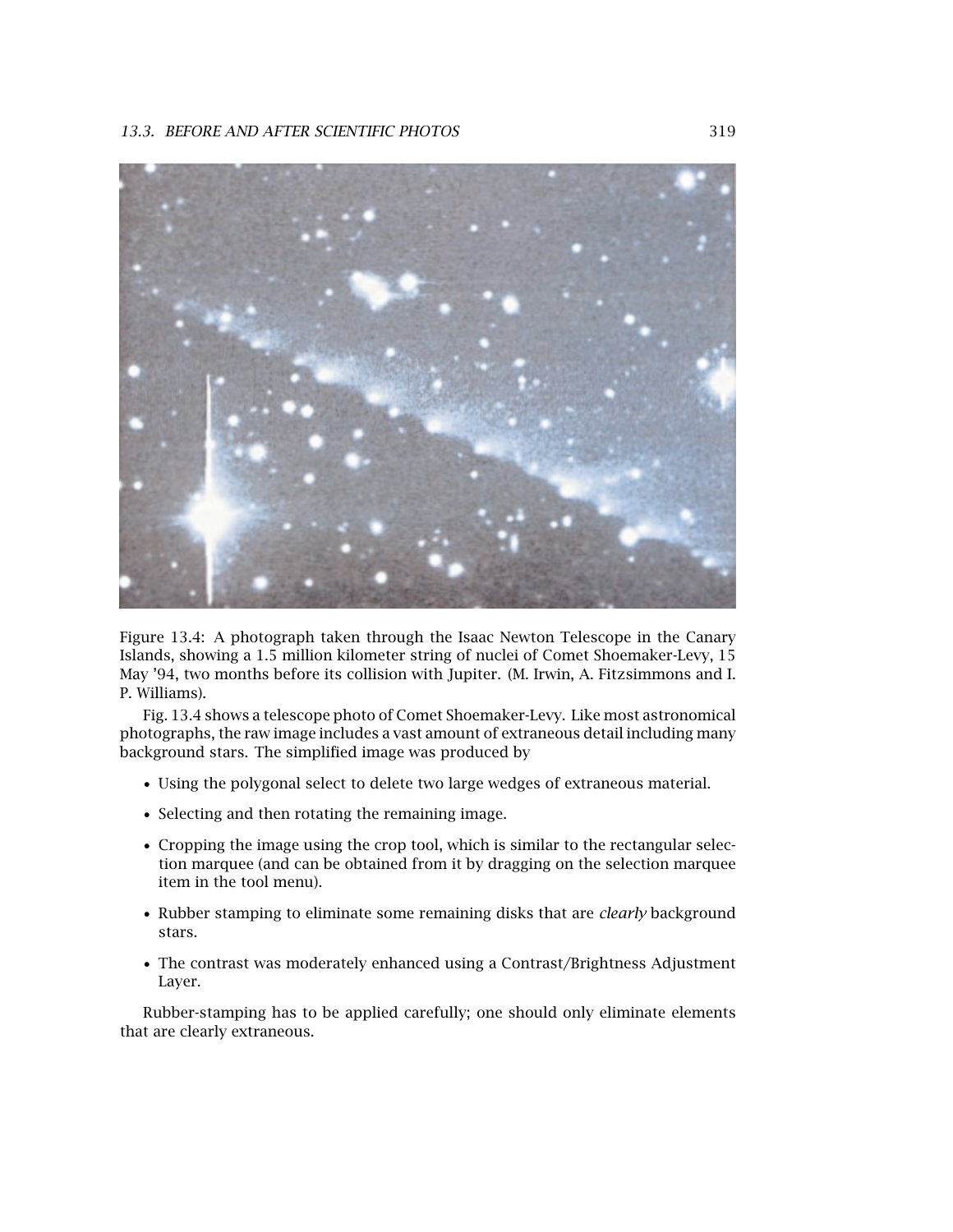Figure 13.4: A photograph taken through the Isaac Newton Telescope in the Canary Islands, showing a 1.5 million kilometer string of nuclei of Comet Shoemaker-Levy, 15 May '94, two months before its collision with Jupiter. (M. Irwin, A. Fitzsimmons and I. P. Williams).

Fig. 13.4 shows a telescope photo of Comet Shoemaker-Levy. Like most astronomical photographs, the raw image includes a vast amount of extraneous detail including many background stars. The simplified image was produced by

- Using the polygonal select to delete two large wedges of extraneous material.
- Selecting and then rotating the remaining image.
- Cropping the image using the crop tool, which is similar to the rectangular selection marquee (and can be obtained from it by dragging on the selection marquee item in the tool menu).
- Rubber stamping to eliminate some remaining disks that are *clearly* background stars.
- The contrast was moderately enhanced using a Contrast/Brightness Adjustment Layer.

Rubber-stamping has to be applied carefully; one should only eliminate elements that are clearly extraneous.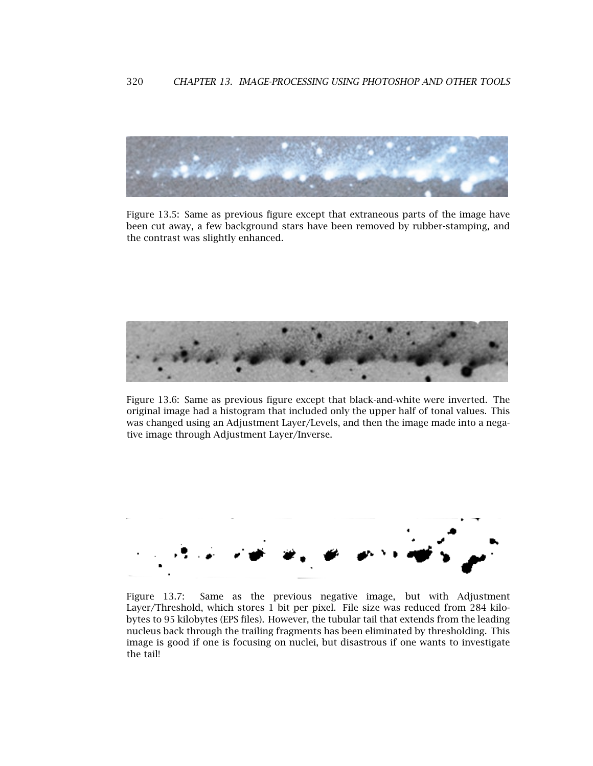Figure 13.5: Same as previous figure except that extraneous parts of the image have been cut away, a few background stars have been removed by rubber-stamping, and the contrast was slightly enhanced.

Figure 13.6: Same as previous figure except that black-and-white were inverted. The original image had a histogram that included only the upper half of tonal values. This was changed using an Adjustment Layer/Levels, and then the image made into a negative image through Adjustment Layer/Inverse.

Figure 13.7: Same as the previous negative image, but with Adjustment Layer/Threshold, which stores 1 bit per pixel. File size was reduced from 284 kilobytes to 95 kilobytes (EPS files). However, the tubular tail that extends from the leading nucleus back through the trailing fragments has been eliminated by thresholding. This image is good if one is focusing on nuclei, but disastrous if one wants to investigate the tail!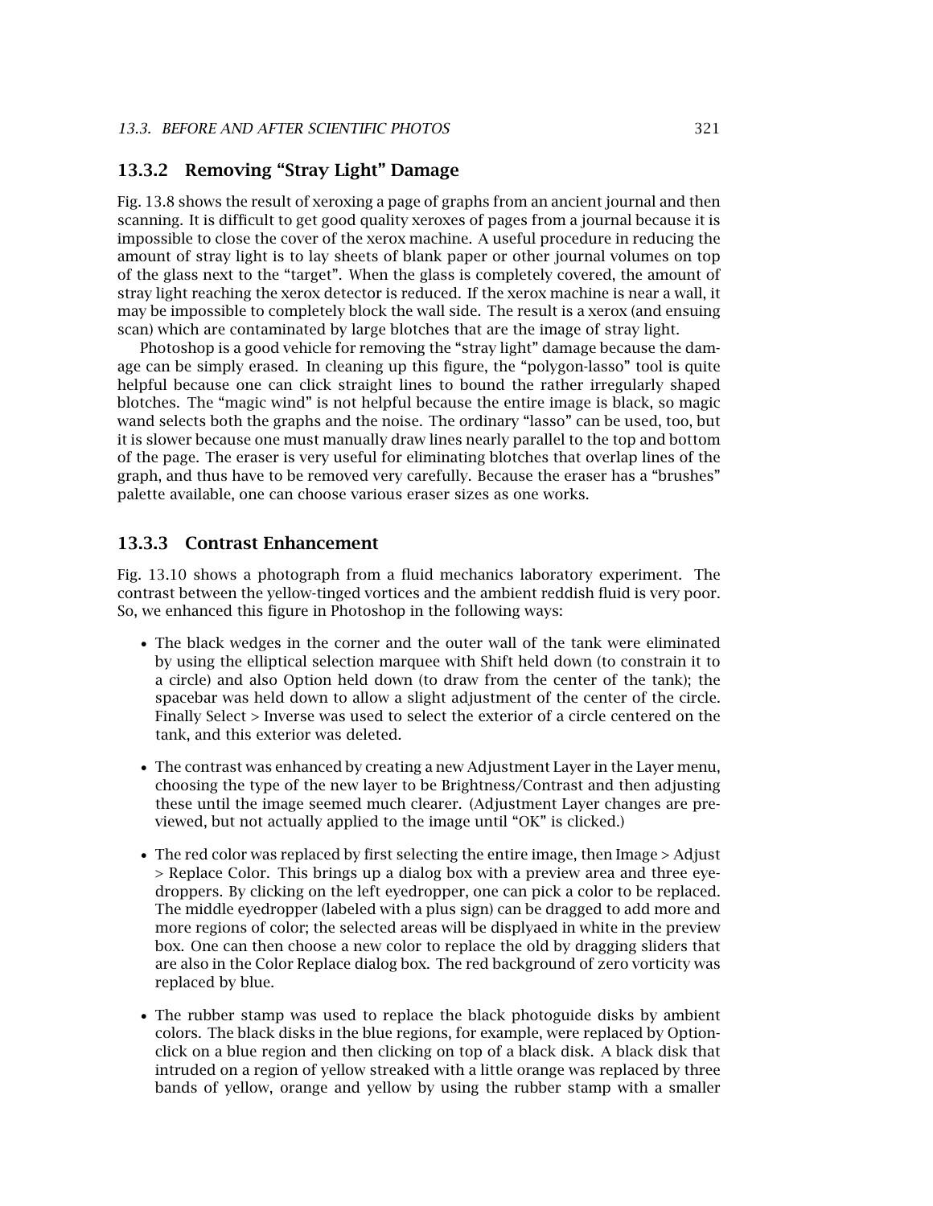### 13.3.2 Removing "Stray Light" Damage

Fig. 13.8 shows the result of xeroxing a page of graphs from an ancient journal and then scanning. It is difficult to get good quality xeroxes of pages from a journal because it is impossible to close the cover of the xerox machine. A useful procedure in reducing the amount of stray light is to lay sheets of blank paper or other journal volumes on top of the glass next to the "target". When the glass is completely covered, the amount of stray light reaching the xerox detector is reduced. If the xerox machine is near a wall, it may be impossible to completely block the wall side. The result is a xerox (and ensuing scan) which are contaminated by large blotches that are the image of stray light.

Photoshop is a good vehicle for removing the "stray light" damage because the damage can be simply erased. In cleaning up this figure, the "polygon-lasso" tool is quite helpful because one can click straight lines to bound the rather irregularly shaped blotches. The "magic wind" is not helpful because the entire image is black, so magic wand selects both the graphs and the noise. The ordinary "lasso" can be used, too, but it is slower because one must manually draw lines nearly parallel to the top and bottom of the page. The eraser is very useful for eliminating blotches that overlap lines of the graph, and thus have to be removed very carefully. Because the eraser has a "brushes" palette available, one can choose various eraser sizes as one works.

### 13.3.3 Contrast Enhancement

Fig. 13.10 shows a photograph from a fluid mechanics laboratory experiment. The contrast between the yellow-tinged vortices and the ambient reddish fluid is very poor. So, we enhanced this figure in Photoshop in the following ways:

- The black wedges in the corner and the outer wall of the tank were eliminated by using the elliptical selection marquee with Shift held down (to constrain it to a circle) and also Option held down (to draw from the center of the tank); the spacebar was held down to allow a slight adjustment of the center of the circle. Finally Select > Inverse was used to select the exterior of a circle centered on the tank, and this exterior was deleted.

- The contrast was enhanced by creating a new Adjustment Layer in the Layer menu, choosing the type of the new layer to be Brightness/Contrast and then adjusting these until the image seemed much clearer. (Adjustment Layer changes are previewed, but not actually applied to the image until "OK" is clicked.)

- The red color was replaced by first selecting the entire image, then Image > Adjust > Replace Color. This brings up a dialog box with a preview area and three eyedroppers. By clicking on the left eyedropper, one can pick a color to be replaced. The middle eyedropper (labeled with a plus sign) can be dragged to add more and more regions of color; the selected areas will be displyaed in white in the preview box. One can then choose a new color to replace the old by dragging sliders that are also in the Color Replace dialog box. The red background of zero vorticity was replaced by blue.

- The rubber stamp was used to replace the black photoguide disks by ambient colors. The black disks in the blue regions, for example, were replaced by Option-click on a blue region and then clicking on top of a black disk. A black disk that intruded on a region of yellow streaked with a little orange was replaced by three bands of yellow, orange and yellow by using the rubber stamp with a smaller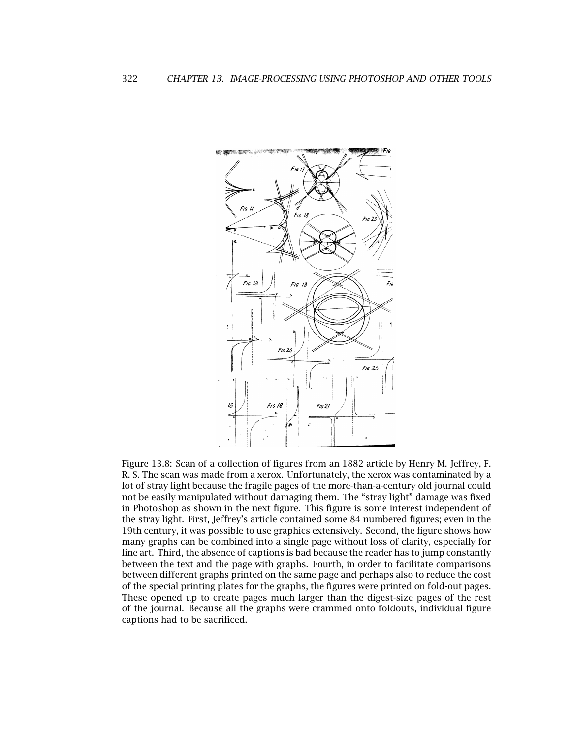Figure 13.8: Scan of a collection of figures from an 1882 article by Henry M. Jeffrey, F. R. S. The scan was made from a xerox. Unfortunately, the xerox was contaminated by a lot of stray light because the fragile pages of the more-than-a-century old journal could not be easily manipulated without damaging them. The "stray light" damage was fixed in Photoshop as shown in the next figure. This figure is some interest independent of the stray light. First, Jeffrey's article contained some 84 numbered figures; even in the 19th century, it was possible to use graphics extensively. Second, the figure shows how many graphs can be combined into a single page without loss of clarity, especially for line art. Third, the absence of captions is bad because the reader has to jump constantly between the text and the page with graphs. Fourth, in order to facilitate comparisons between different graphs printed on the same page and perhaps also to reduce the cost of the special printing plates for the graphs, the figures were printed on fold-out pages. These opened up to create pages much larger than the digest-size pages of the rest of the journal. Because all the graphs were crammed onto foldouts, individual figure captions had to be sacrificed.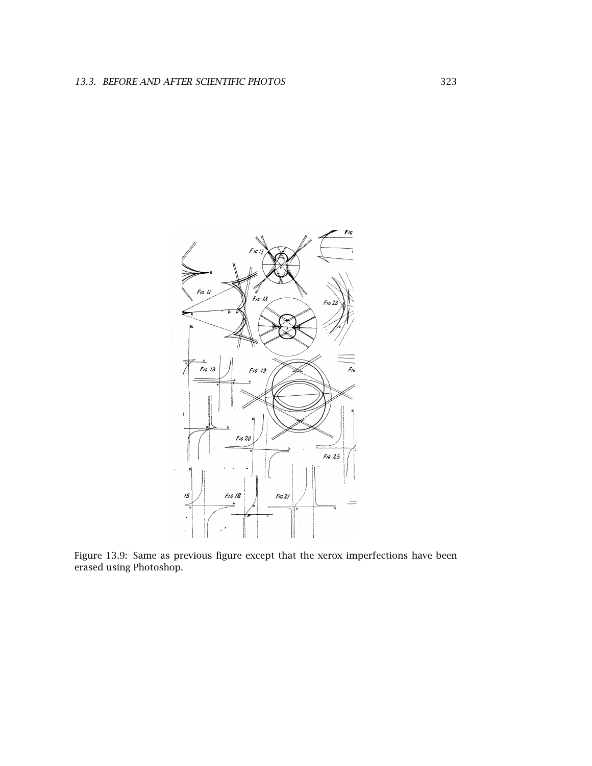Figure 13.9: Same as previous figure except that the xerox imperfections have been erased using Photoshop.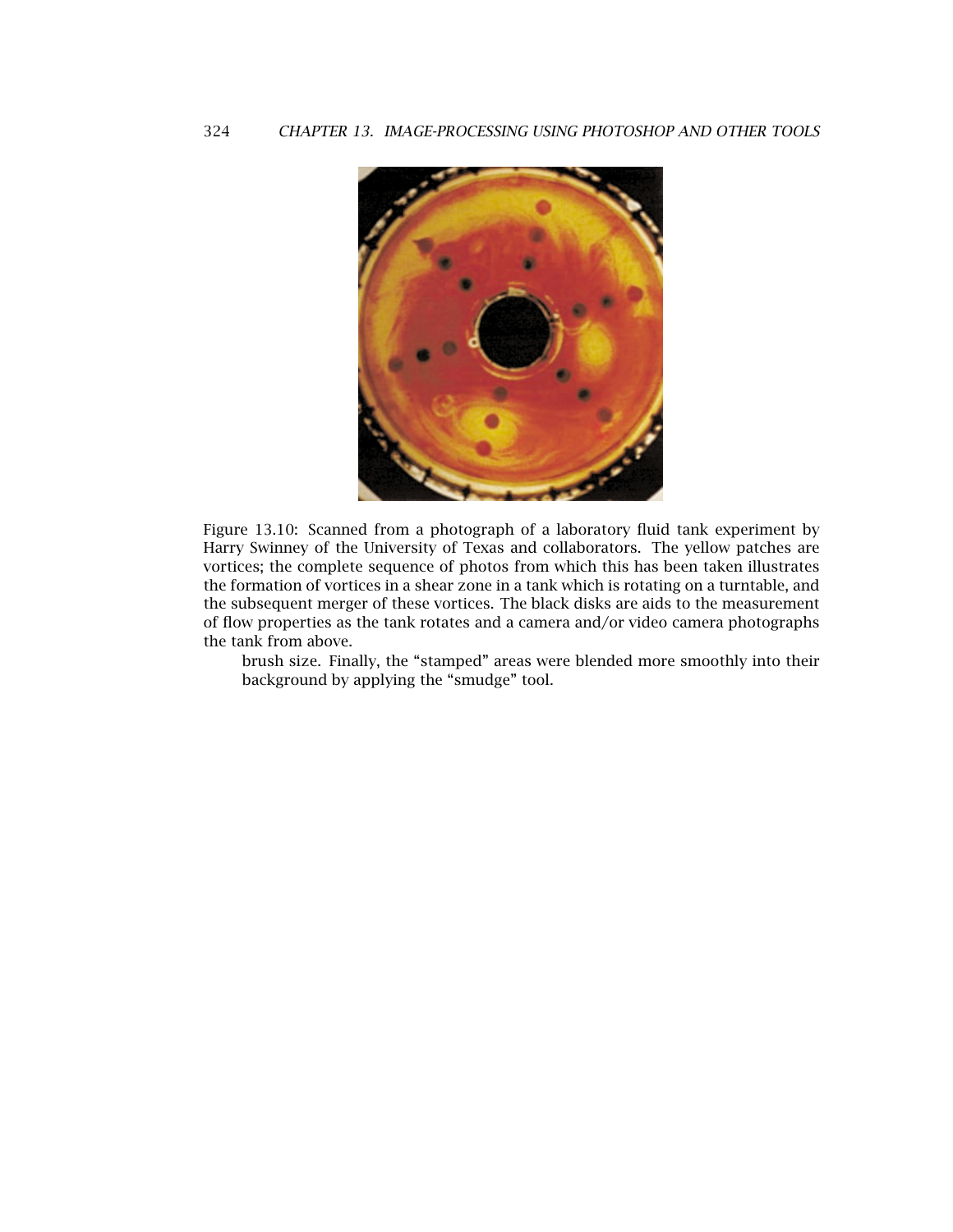Figure 13.10: Scanned from a photograph of a laboratory fluid tank experiment by Harry Swinney of the University of Texas and collaborators. The yellow patches are vortices; the complete sequence of photos from which this has been taken illustrates the formation of vortices in a shear zone in a tank which is rotating on a turntable, and the subsequent merger of these vortices. The black disks are aids to the measurement of flow properties as the tank rotates and a camera and/or video camera photographs the tank from above.

brush size. Finally, the "stamped" areas were blended more smoothly into their background by applying the "smudge" tool.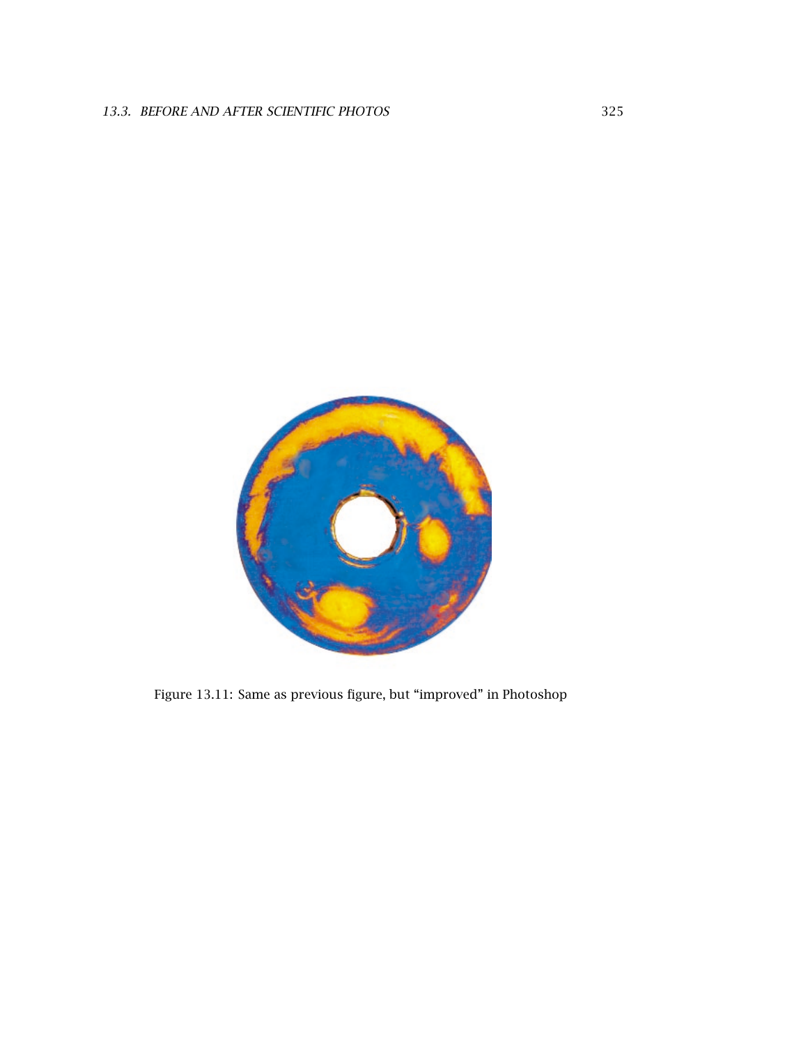Figure 13.11: Same as previous figure, but “improved” in Photoshop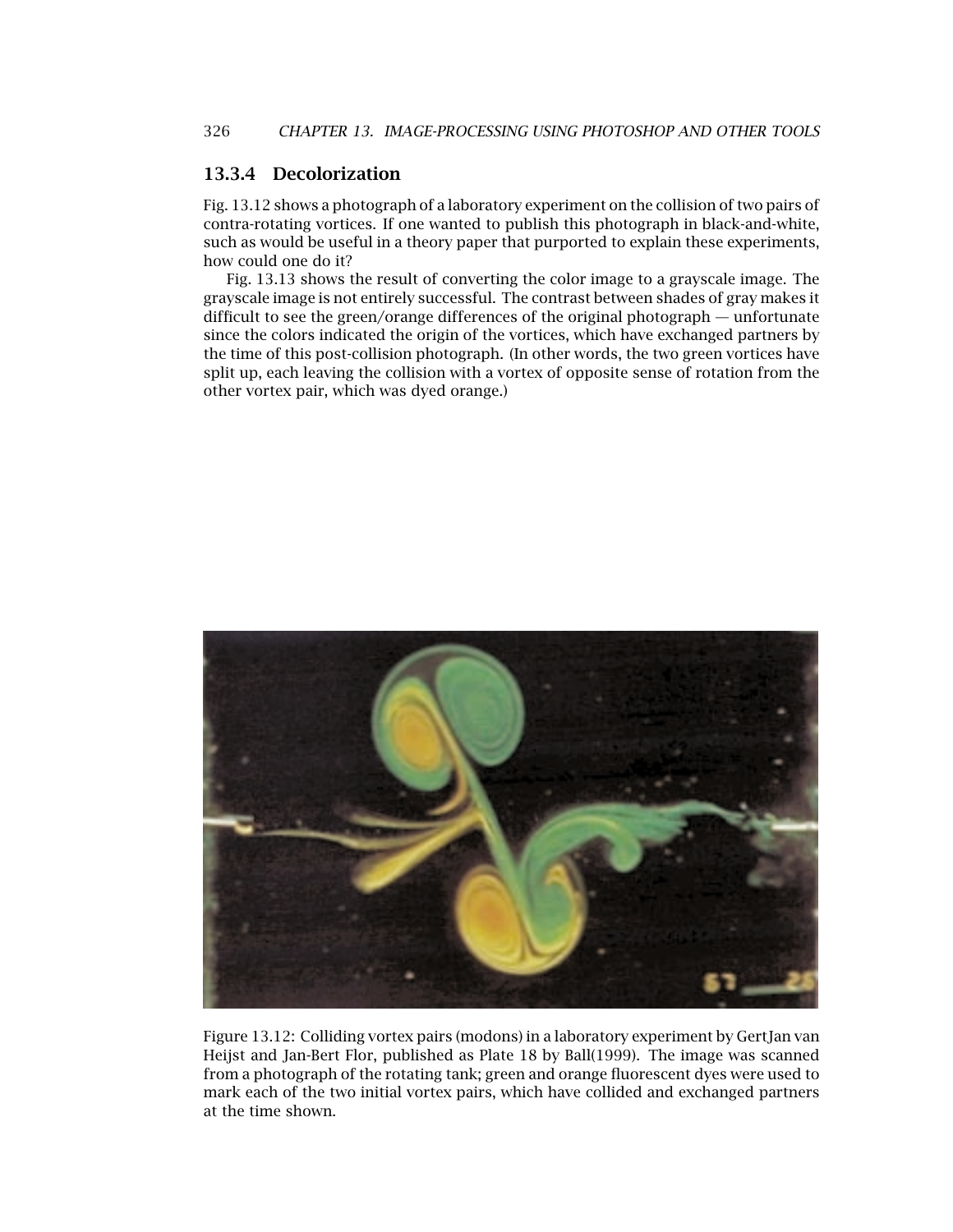### 13.3.4 Decolorization

Fig. 13.12 shows a photograph of a laboratory experiment on the collision of two pairs of contra-rotating vortices. If one wanted to publish this photograph in black-and-white, such as would be useful in a theory paper that purported to explain these experiments, how could one do it?

Fig. 13.13 shows the result of converting the color image to a grayscale image. The grayscale image is not entirely successful. The contrast between shades of gray makes it difficult to see the green/orange differences of the original photograph — unfortunate since the colors indicated the origin of the vortices, which have exchanged partners by the time of this post-collision photograph. (In other words, the two green vortices have split up, each leaving the collision with a vortex of opposite sense of rotation from the other vortex pair, which was dyed orange.)

Figure 13.12: Colliding vortex pairs (modons) in a laboratory experiment by GertJan van Heijst and Jan-Bert Flor, published as Plate 18 by Ball(1999). The image was scanned from a photograph of the rotating tank; green and orange fluorescent dyes were used to mark each of the two initial vortex pairs, which have collided and exchanged partners at the time shown.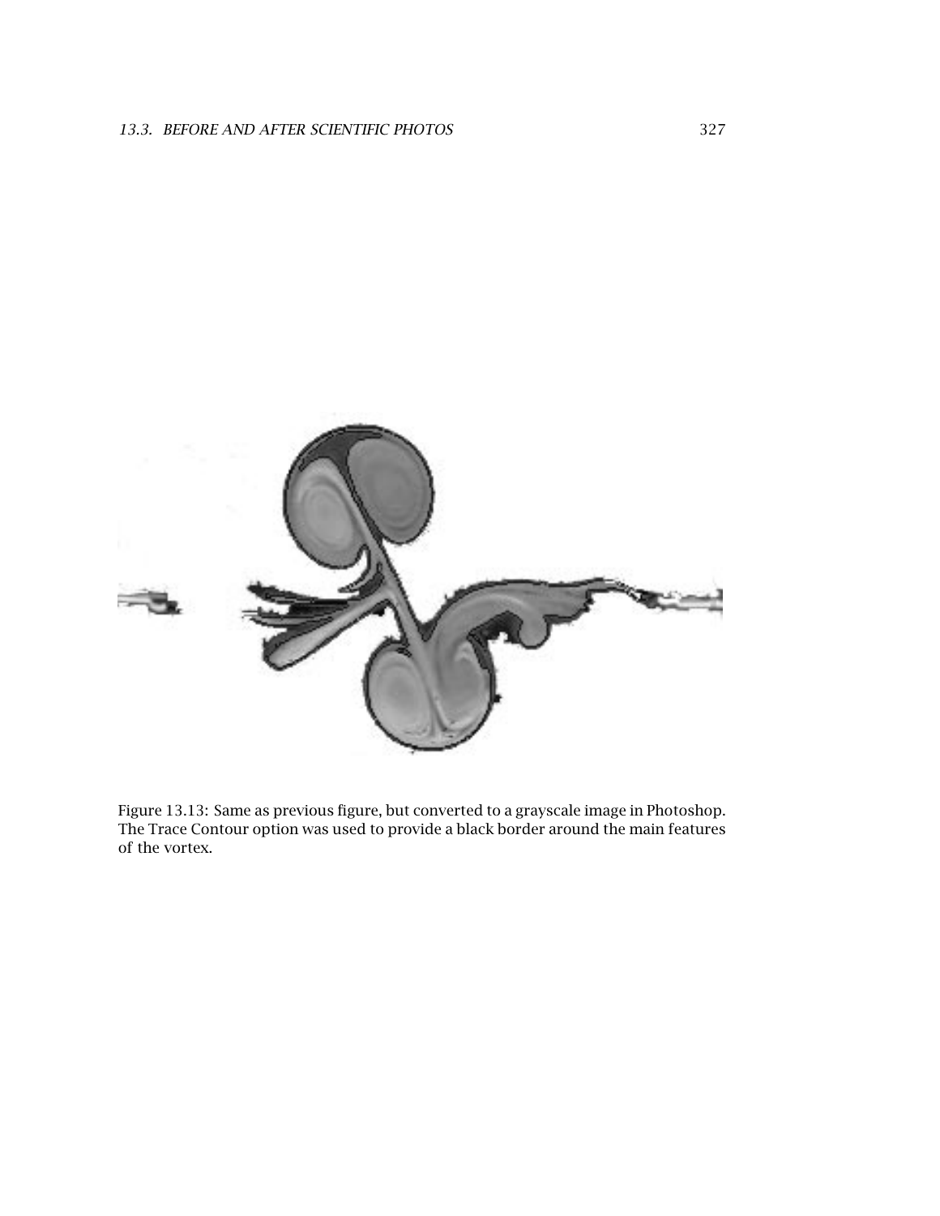Figure 13.13: Same as previous figure, but converted to a grayscale image in Photoshop. The Trace Contour option was used to provide a black border around the main features of the vortex.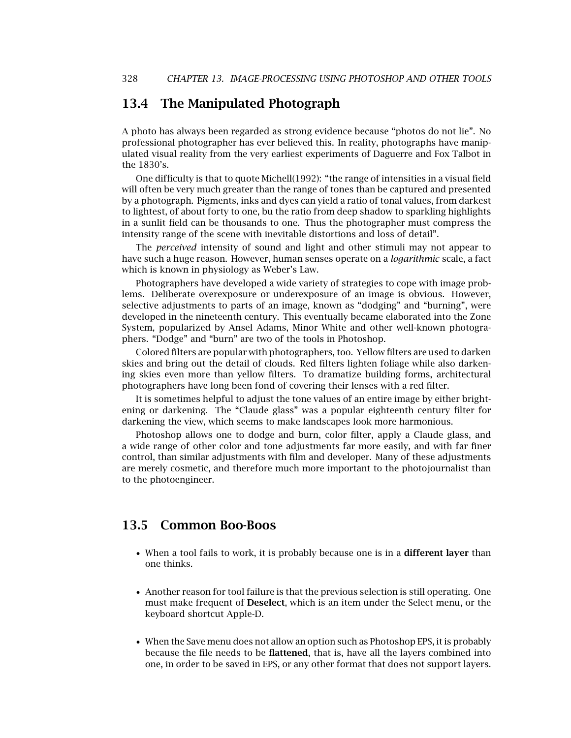## 13.4 The Manipulated Photograph

A photo has always been regarded as strong evidence because "photos do not lie". No professional photographer has ever believed this. In reality, photographs have manipulated visual reality from the very earliest experiments of Daguerre and Fox Talbot in the 1830's.

One difficulty is that to quote Michell(1992): "the range of intensities in a visual field will often be very much greater than the range of tones than be captured and presented by a photograph. Pigments, inks and dyes can yield a ratio of tonal values, from darkest to lightest, of about forty to one, bu the ratio from deep shadow to sparkling highlights in a sunlit field can be thousands to one. Thus the photographer must compress the intensity range of the scene with inevitable distortions and loss of detail".

The *perceived* intensity of sound and light and other stimuli may not appear to have such a huge reason. However, human senses operate on a *logarithmic* scale, a fact which is known in physiology as Weber's Law.

Photographers have developed a wide variety of strategies to cope with image problems. Deliberate overexposure or underexposure of an image is obvious. However, selective adjustments to parts of an image, known as "dodging" and "burning", were developed in the nineteenth century. This eventually became elaborated into the Zone System, popularized by Ansel Adams, Minor White and other well-known photographers. "Dodge" and "burn" are two of the tools in Photoshop.

Colored filters are popular with photographers, too. Yellow filters are used to darken skies and bring out the detail of clouds. Red filters lighten foliage while also darkening skies even more than yellow filters. To dramatize building forms, architectural photographers have long been fond of covering their lenses with a red filter.

It is sometimes helpful to adjust the tone values of an entire image by either brightening or darkening. The "Claude glass" was a popular eighteenth century filter for darkening the view, which seems to make landscapes look more harmonious.

Photoshop allows one to dodge and burn, color filter, apply a Claude glass, and a wide range of other color and tone adjustments far more easily, and with far finer control, than similar adjustments with film and developer. Many of these adjustments are merely cosmetic, and therefore much more important to the photojournalist than to the photoengineer.

## 13.5 Common Boo-Boos

- When a tool fails to work, it is probably because one is in a **different layer** than one thinks.

- Another reason for tool failure is that the previous selection is still operating. One must make frequent of **Deselect**, which is an item under the Select menu, or the keyboard shortcut Apple-D.

- When the Save menu does not allow an option such as Photoshop EPS, it is probably because the file needs to be **flattened**, that is, have all the layers combined into one, in order to be saved in EPS, or any other format that does not support layers.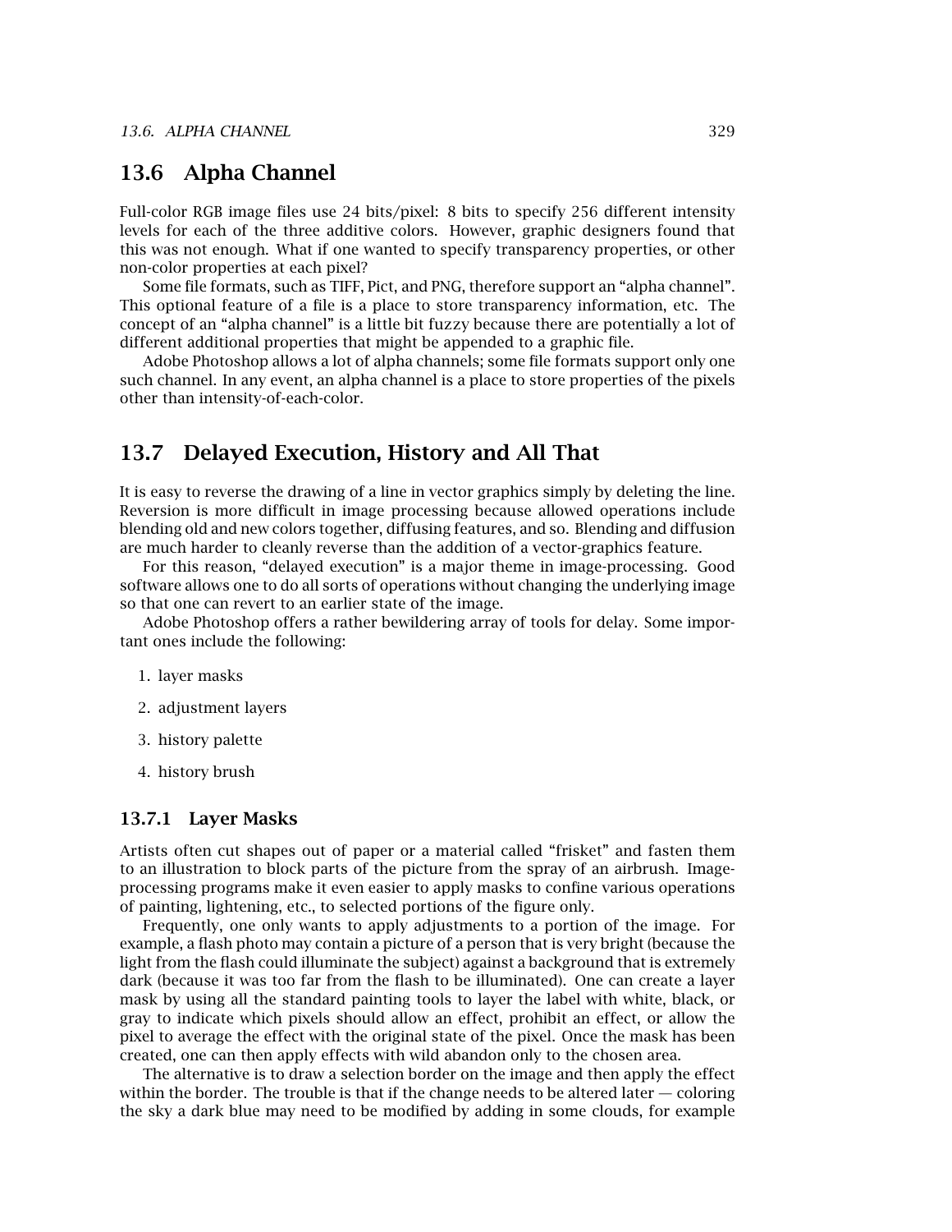## 13.6 Alpha Channel

Full-color RGB image files use 24 bits/pixel: 8 bits to specify 256 different intensity levels for each of the three additive colors. However, graphic designers found that this was not enough. What if one wanted to specify transparency properties, or other non-color properties at each pixel?

Some file formats, such as TIFF, Pict, and PNG, therefore support an "alpha channel". This optional feature of a file is a place to store transparency information, etc. The concept of an "alpha channel" is a little bit fuzzy because there are potentially a lot of different additional properties that might be appended to a graphic file.

Adobe Photoshop allows a lot of alpha channels; some file formats support only one such channel. In any event, an alpha channel is a place to store properties of the pixels other than intensity-of-each-color.

## 13.7 Delayed Execution, History and All That

It is easy to reverse the drawing of a line in vector graphics simply by deleting the line. Reversion is more difficult in image processing because allowed operations include blending old and new colors together, diffusing features, and so. Blending and diffusion are much harder to cleanly reverse than the addition of a vector-graphics feature.

For this reason, "delayed execution" is a major theme in image-processing. Good software allows one to do all sorts of operations without changing the underlying image so that one can revert to an earlier state of the image.

Adobe Photoshop offers a rather bewildering array of tools for delay. Some important ones include the following:

1. layer masks
2. adjustment layers
3. history palette
4. history brush

### 13.7.1 Layer Masks

Artists often cut shapes out of paper or a material called "frisket" and fasten them to an illustration to block parts of the picture from the spray of an airbrush. Image-processing programs make it even easier to apply masks to confine various operations of painting, lightening, etc., to selected portions of the figure only.

Frequently, one only wants to apply adjustments to a portion of the image. For example, a flash photo may contain a picture of a person that is very bright (because the light from the flash could illuminate the subject) against a background that is extremely dark (because it was too far from the flash to be illuminated). One can create a layer mask by using all the standard painting tools to layer the label with white, black, or gray to indicate which pixels should allow an effect, prohibit an effect, or allow the pixel to average the effect with the original state of the pixel. Once the mask has been created, one can then apply effects with wild abandon only to the chosen area.

The alternative is to draw a selection border on the image and then apply the effect within the border. The trouble is that if the change needs to be altered later — coloring the sky a dark blue may need to be modified by adding in some clouds, for example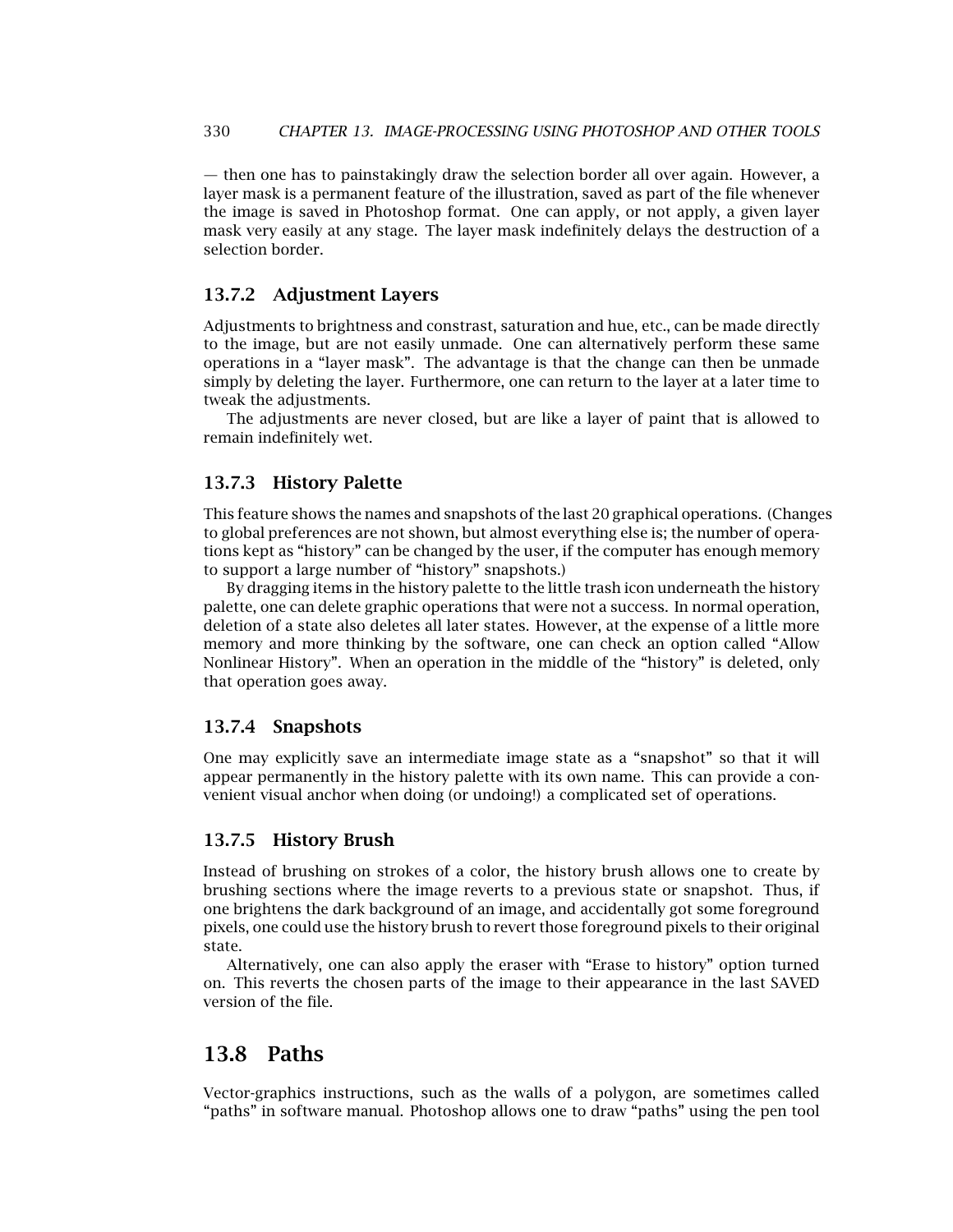— then one has to painstakingly draw the selection border all over again. However, a layer mask is a permanent feature of the illustration, saved as part of the file whenever the image is saved in Photoshop format. One can apply, or not apply, a given layer mask very easily at any stage. The layer mask indefinitely delays the destruction of a selection border.

### 13.7.2 Adjustment Layers

Adjustments to brightness and constrast, saturation and hue, etc., can be made directly to the image, but are not easily unmade. One can alternatively perform these same operations in a "layer mask". The advantage is that the change can then be unmade simply by deleting the layer. Furthermore, one can return to the layer at a later time to tweak the adjustments.

The adjustments are never closed, but are like a layer of paint that is allowed to remain indefinitely wet.

### 13.7.3 History Palette

This feature shows the names and snapshots of the last 20 graphical operations. (Changes to global preferences are not shown, but almost everything else is; the number of operations kept as "history" can be changed by the user, if the computer has enough memory to support a large number of "history" snapshots.)

By dragging items in the history palette to the little trash icon underneath the history palette, one can delete graphic operations that were not a success. In normal operation, deletion of a state also deletes all later states. However, at the expense of a little more memory and more thinking by the software, one can check an option called "Allow Nonlinear History". When an operation in the middle of the "history" is deleted, only that operation goes away.

### 13.7.4 Snapshots

One may explicitly save an intermediate image state as a "snapshot" so that it will appear permanently in the history palette with its own name. This can provide a convenient visual anchor when doing (or undoing!) a complicated set of operations.

### 13.7.5 History Brush

Instead of brushing on strokes of a color, the history brush allows one to create by brushing sections where the image reverts to a previous state or snapshot. Thus, if one brightens the dark background of an image, and accidentally got some foreground pixels, one could use the history brush to revert those foreground pixels to their original state.

Alternatively, one can also apply the eraser with "Erase to history" option turned on. This reverts the chosen parts of the image to their appearance in the last SAVED version of the file.

## 13.8 Paths

Vector-graphics instructions, such as the walls of a polygon, are sometimes called "paths" in software manual. Photoshop allows one to draw "paths" using the pen tool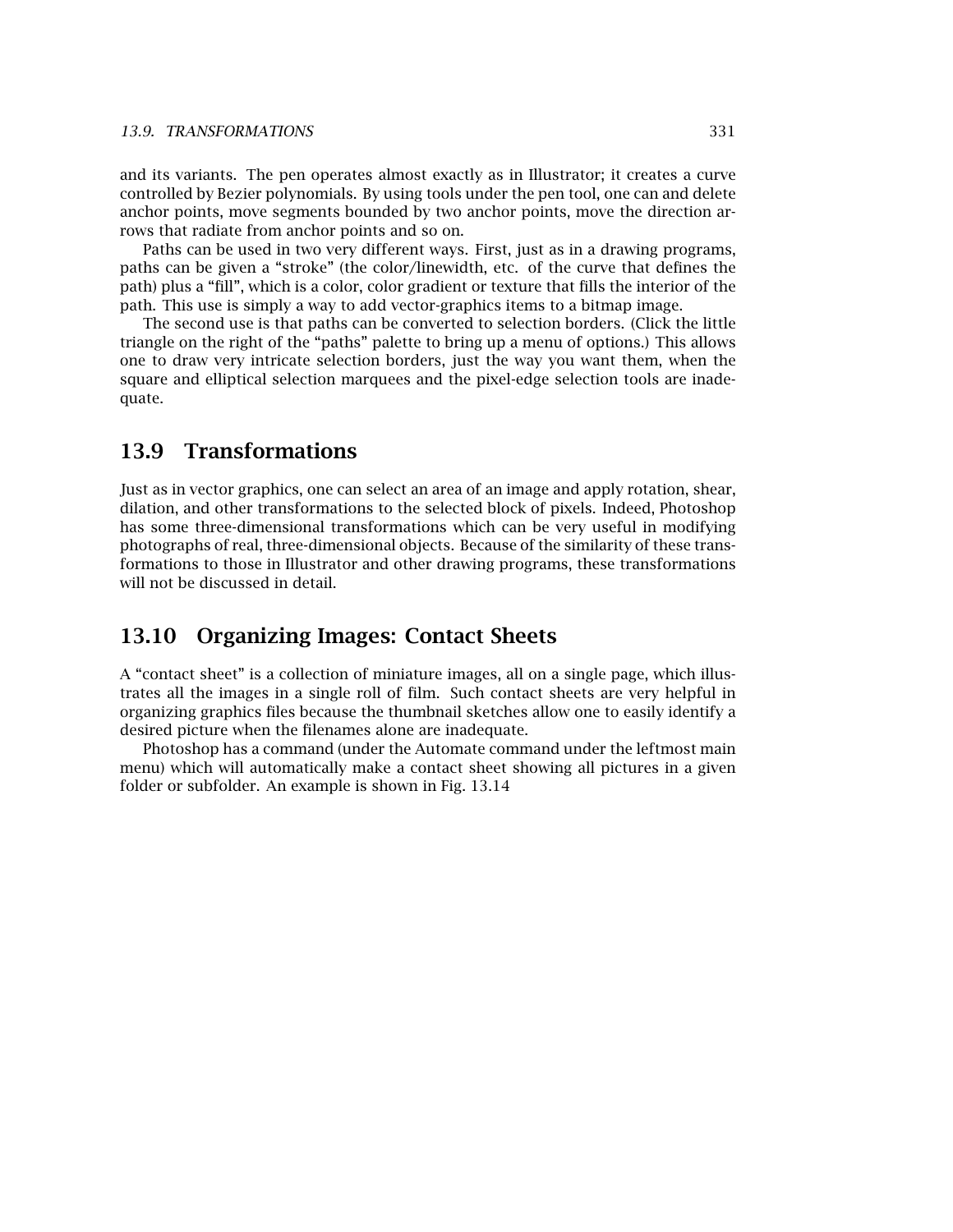and its variants. The pen operates almost exactly as in Illustrator; it creates a curve controlled by Bezier polynomials. By using tools under the pen tool, one can and delete anchor points, move segments bounded by two anchor points, move the direction arrows that radiate from anchor points and so on.

Paths can be used in two very different ways. First, just as in a drawing programs, paths can be given a "stroke" (the color/linewidth, etc. of the curve that defines the path) plus a "fill", which is a color, color gradient or texture that fills the interior of the path. This use is simply a way to add vector-graphics items to a bitmap image.

The second use is that paths can be converted to selection borders. (Click the little triangle on the right of the "paths" palette to bring up a menu of options.) This allows one to draw very intricate selection borders, just the way you want them, when the square and elliptical selection marquees and the pixel-edge selection tools are inadequate.

## 13.9 Transformations

Just as in vector graphics, one can select an area of an image and apply rotation, shear, dilation, and other transformations to the selected block of pixels. Indeed, Photoshop has some three-dimensional transformations which can be very useful in modifying photographs of real, three-dimensional objects. Because of the similarity of these transformations to those in Illustrator and other drawing programs, these transformations will not be discussed in detail.

## 13.10 Organizing Images: Contact Sheets

A "contact sheet" is a collection of miniature images, all on a single page, which illustrates all the images in a single roll of film. Such contact sheets are very helpful in organizing graphics files because the thumbnail sketches allow one to easily identify a desired picture when the filenames alone are inadequate.

Photoshop has a command (under the Automate command under the leftmost main menu) which will automatically make a contact sheet showing all pictures in a given folder or subfolder. An example is shown in Fig. 13.14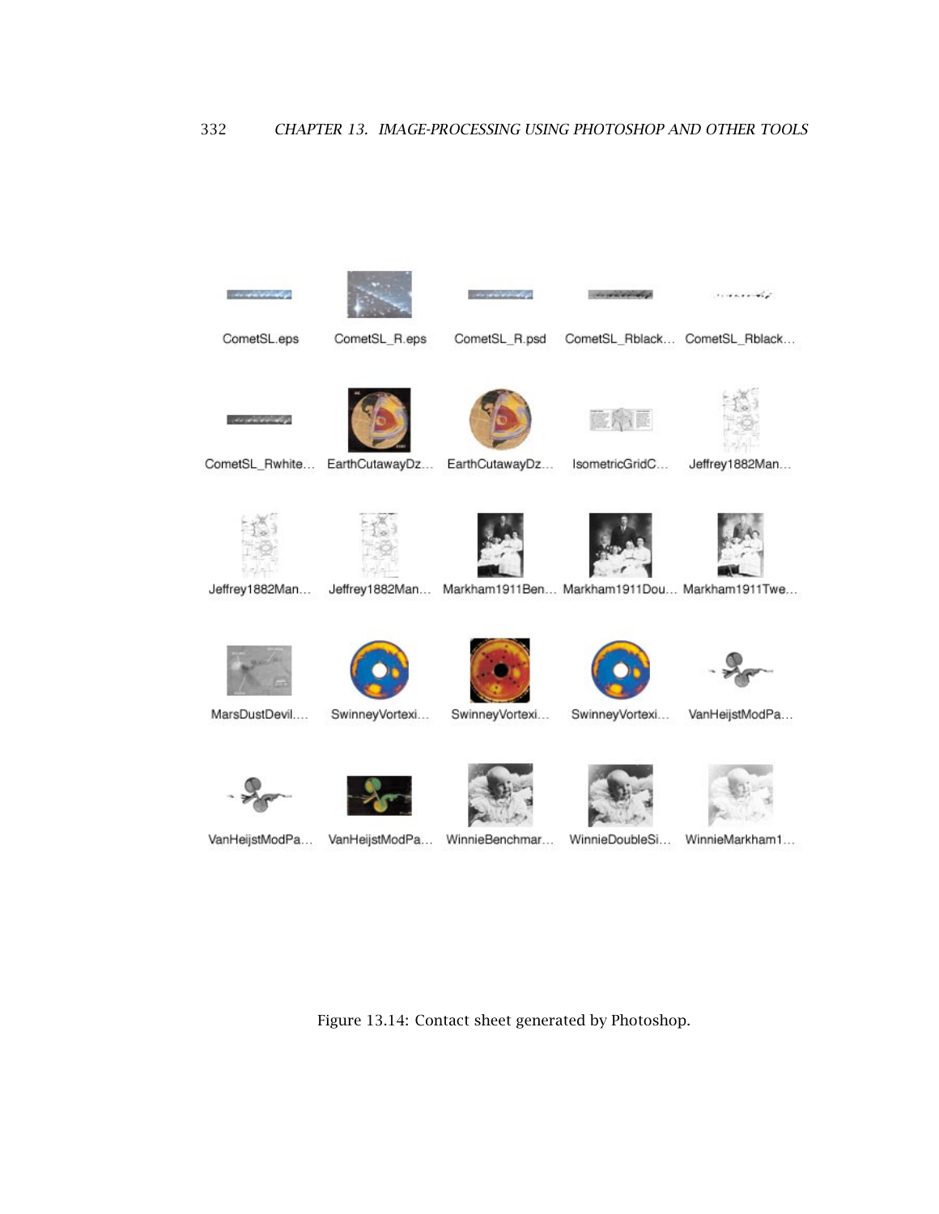CometSL.eps

CometSL_R.eps

CometSL_R.psd

CometSL_Rblack...

CometSL_Rblack...

CometSL_Rwhite...

EarthCutawayDz...

EarthCutawayDz...

IsometricGridC...

Jeffrey1882Man...

Jeffrey1882Man...

Jeffrey1882Man...

Markham1911Ben...

Markham1911Dou...

Markham1911Twe...

MarsDustDevil....

SwinneyVortexi...

SwinneyVortexi...

SwinneyVortexi...

VanHeijstModPa...

VanHeijstModPa...

VanHeijstModPa...

WinnieBenchmar...

WinnieDoubleSi...

WinnieMarkham1...

Figure 13.14: Contact sheet generated by Photoshop.